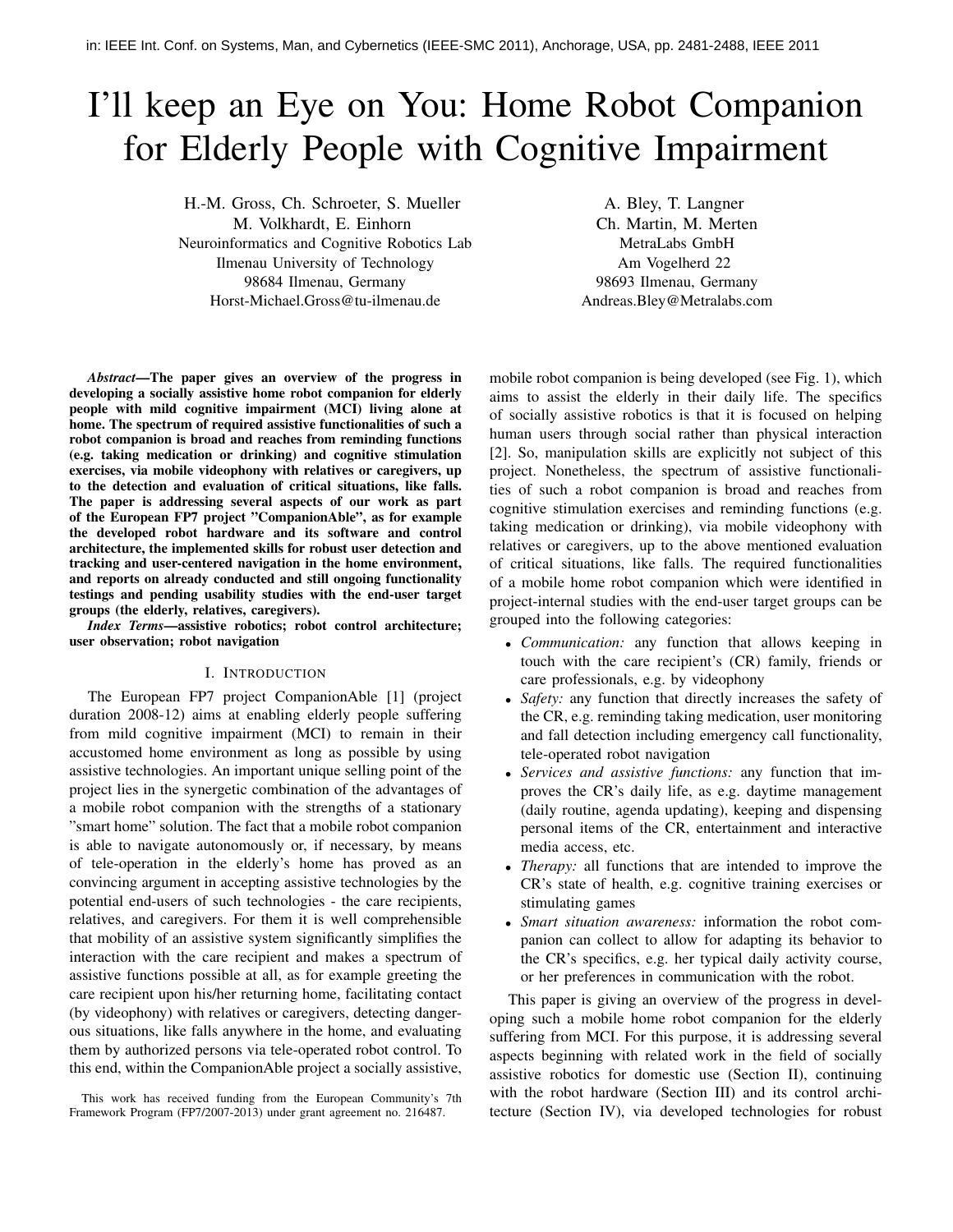in: IEEE Int. Conf. on Systems, Man, and Cybernetics (IEEE-SMC 2011), Anchorage, USA, pp. 2481-2488, IEEE 2011

# I'll keep an Eye on You: Home Robot Companion for Elderly People with Cognitive Impairment

H.-M. Gross, Ch. Schroeter, S. Mueller
M. Volkhardt, E. Einhorn
Neuroinformatics and Cognitive Robotics Lab
Ilmenau University of Technology
98684 Ilmenau, Germany
Horst-Michael.Gross@tu-ilmenau.de

A. Bley, T. Langner
Ch. Martin, M. Merten
MetraLabs GmbH
Am Vogelherd 22
98693 Ilmenau, Germany
Andreas.Bley@Metralabs.com

***Abstract*—The paper gives an overview of the progress in developing a socially assistive home robot companion for elderly people with mild cognitive impairment (MCI) living alone at home. The spectrum of required assistive functionalities of such a robot companion is broad and reaches from reminding functions (e.g. taking medication or drinking) and cognitive stimulation exercises, via mobile videophony with relatives or caregivers, up to the detection and evaluation of critical situations, like falls. The paper is addressing several aspects of our work as part of the European FP7 project "CompanionAble", as for example the developed robot hardware and its software and control architecture, the implemented skills for robust user detection and tracking and user-centered navigation in the home environment, and reports on already conducted and still ongoing functionality testings and pending usability studies with the end-user target groups (the elderly, relatives, caregivers).**

***Index Terms*—assistive robotics; robot control architecture; user observation; robot navigation**

## I. Introduction

The European FP7 project CompanionAble [1] (project duration 2008-12) aims at enabling elderly people suffering from mild cognitive impairment (MCI) to remain in their accustomed home environment as long as possible by using assistive technologies. An important unique selling point of the project lies in the synergetic combination of the advantages of a mobile robot companion with the strengths of a stationary "smart home" solution. The fact that a mobile robot companion is able to navigate autonomously or, if necessary, by means of tele-operation in the elderly's home has proved as an convincing argument in accepting assistive technologies by the potential end-users of such technologies - the care recipients, relatives, and caregivers. For them it is well comprehensible that mobility of an assistive system significantly simplifies the interaction with the care recipient and makes a spectrum of assistive functions possible at all, as for example greeting the care recipient upon his/her returning home, facilitating contact (by videophony) with relatives or caregivers, detecting dangerous situations, like falls anywhere in the home, and evaluating them by authorized persons via tele-operated robot control. To this end, within the CompanionAble project a socially assistive, mobile robot companion is being developed (see Fig. 1), which aims to assist the elderly in their daily life. The specifics of socially assistive robotics is that it is focused on helping human users through social rather than physical interaction [2]. So, manipulation skills are explicitly not subject of this project. Nonetheless, the spectrum of assistive functionalities of such a robot companion is broad and reaches from cognitive stimulation exercises and reminding functions (e.g. taking medication or drinking), via mobile videophony with relatives or caregivers, up to the above mentioned evaluation of critical situations, like falls. The required functionalities of a mobile home robot companion which were identified in project-internal studies with the end-user target groups can be grouped into the following categories:

- *Communication:* any function that allows keeping in touch with the care recipient's (CR) family, friends or care professionals, e.g. by videophony
- *Safety:* any function that directly increases the safety of the CR, e.g. reminding taking medication, user monitoring and fall detection including emergency call functionality, tele-operated robot navigation
- *Services and assistive functions:* any function that improves the CR's daily life, as e.g. daytime management (daily routine, agenda updating), keeping and dispensing personal items of the CR, entertainment and interactive media access, etc.
- *Therapy:* all functions that are intended to improve the CR's state of health, e.g. cognitive training exercises or stimulating games
- *Smart situation awareness:* information the robot companion can collect to allow for adapting its behavior to the CR's specifics, e.g. her typical daily activity course, or her preferences in communication with the robot.

This paper is giving an overview of the progress in developing such a mobile home robot companion for the elderly suffering from MCI. For this purpose, it is addressing several aspects beginning with related work in the field of socially assistive robotics for domestic use (Section II), continuing with the robot hardware (Section III) and its control architecture (Section IV), via developed technologies for robust

This work has received funding from the European Community's 7th Framework Program (FP7/2007-2013) under grant agreement no. 216487.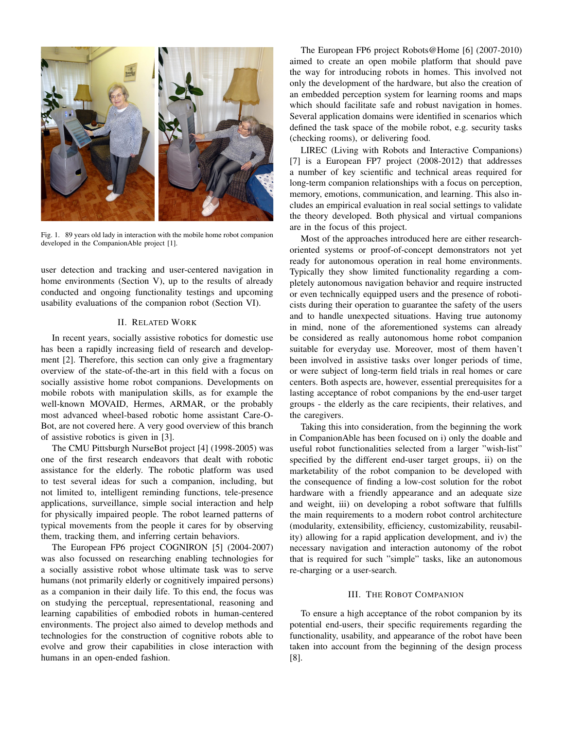Fig. 1. 89 years old lady in interaction with the mobile home robot companion developed in the CompanionAble project [1].

user detection and tracking and user-centered navigation in home environments (Section V), up to the results of already conducted and ongoing functionality testings and upcoming usability evaluations of the companion robot (Section VI).

## II. Related Work

In recent years, socially assistive robotics for domestic use has been a rapidly increasing field of research and development [2]. Therefore, this section can only give a fragmentary overview of the state-of-the-art in this field with a focus on socially assistive home robot companions. Developments on mobile robots with manipulation skills, as for example the well-known MOVAID, Hermes, ARMAR, or the probably most advanced wheel-based robotic home assistant Care-O-Bot, are not covered here. A very good overview of this branch of assistive robotics is given in [3].

The CMU Pittsburgh NurseBot project [4] (1998-2005) was one of the first research endeavors that dealt with robotic assistance for the elderly. The robotic platform was used to test several ideas for such a companion, including, but not limited to, intelligent reminding functions, tele-presence applications, surveillance, simple social interaction and help for physically impaired people. The robot learned patterns of typical movements from the people it cares for by observing them, tracking them, and inferring certain behaviors.

The European FP6 project COGNIRON [5] (2004-2007) was also focussed on researching enabling technologies for a socially assistive robot whose ultimate task was to serve humans (not primarily elderly or cognitively impaired persons) as a companion in their daily life. To this end, the focus was on studying the perceptual, representational, reasoning and learning capabilities of embodied robots in human-centered environments. The project also aimed to develop methods and technologies for the construction of cognitive robots able to evolve and grow their capabilities in close interaction with humans in an open-ended fashion.

The European FP6 project Robots@Home [6] (2007-2010) aimed to create an open mobile platform that should pave the way for introducing robots in homes. This involved not only the development of the hardware, but also the creation of an embedded perception system for learning rooms and maps which should facilitate safe and robust navigation in homes. Several application domains were identified in scenarios which defined the task space of the mobile robot, e.g. security tasks (checking rooms), or delivering food.

LIREC (Living with Robots and Interactive Companions) [7] is a European FP7 project (2008-2012) that addresses a number of key scientific and technical areas required for long-term companion relationships with a focus on perception, memory, emotions, communication, and learning. This also includes an empirical evaluation in real social settings to validate the theory developed. Both physical and virtual companions are in the focus of this project.

Most of the approaches introduced here are either research-oriented systems or proof-of-concept demonstrators not yet ready for autonomous operation in real home environments. Typically they show limited functionality regarding a completely autonomous navigation behavior and require instructed or even technically equipped users and the presence of roboticists during their operation to guarantee the safety of the users and to handle unexpected situations. Having true autonomy in mind, none of the aforementioned systems can already be considered as really autonomous home robot companion suitable for everyday use. Moreover, most of them haven't been involved in assistive tasks over longer periods of time, or were subject of long-term field trials in real homes or care centers. Both aspects are, however, essential prerequisites for a lasting acceptance of robot companions by the end-user target groups - the elderly as the care recipients, their relatives, and the caregivers.

Taking this into consideration, from the beginning the work in CompanionAble has been focused on i) only the doable and useful robot functionalities selected from a larger "wish-list" specified by the different end-user target groups, ii) on the marketability of the robot companion to be developed with the consequence of finding a low-cost solution for the robot hardware with a friendly appearance and an adequate size and weight, iii) on developing a robot software that fulfills the main requirements to a modern robot control architecture (modularity, extensibility, efficiency, customizability, reusability) allowing for a rapid application development, and iv) the necessary navigation and interaction autonomy of the robot that is required for such "simple" tasks, like an autonomous re-charging or a user-search.

## III. The Robot Companion

To ensure a high acceptance of the robot companion by its potential end-users, their specific requirements regarding the functionality, usability, and appearance of the robot have been taken into account from the beginning of the design process [8].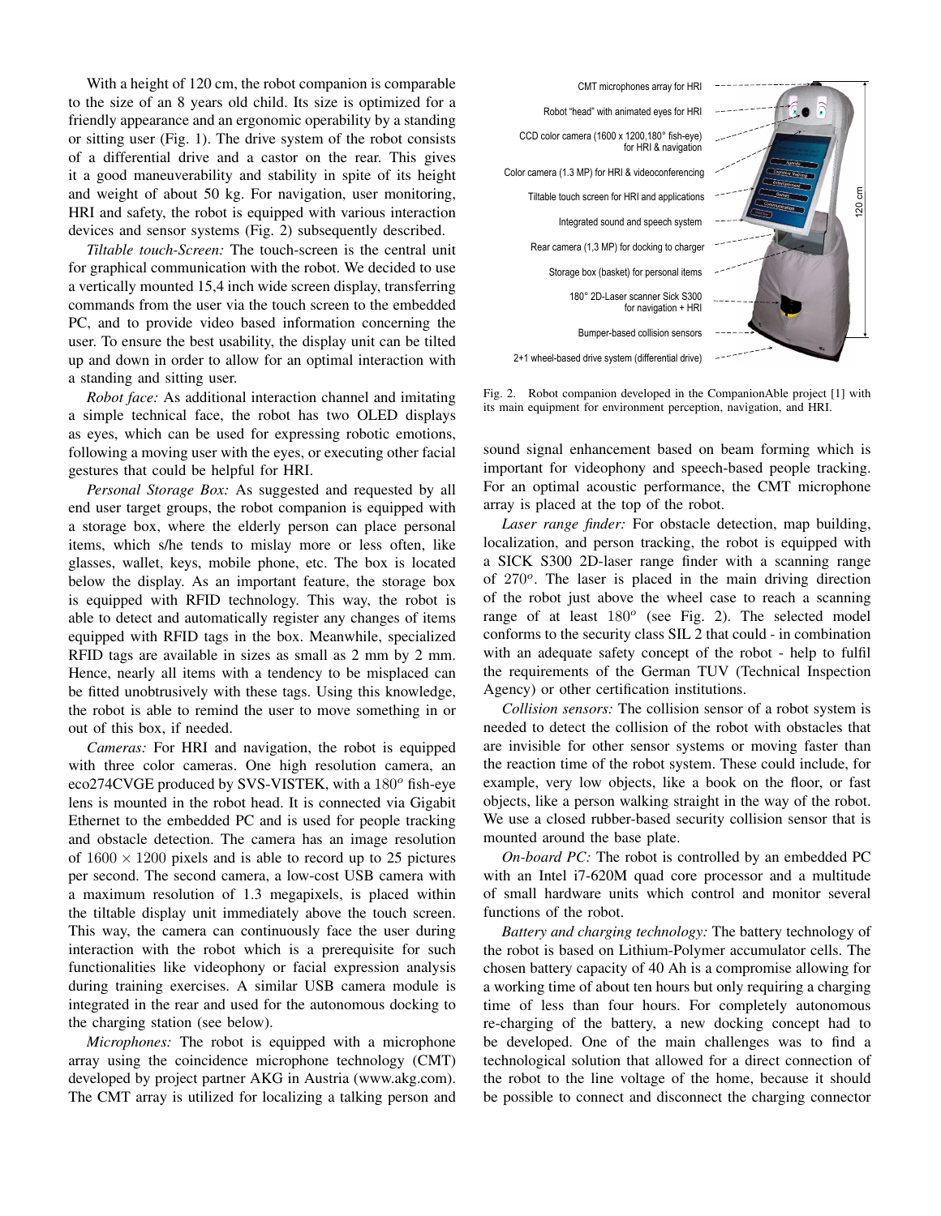With a height of 120 cm, the robot companion is comparable to the size of an 8 years old child. Its size is optimized for a friendly appearance and an ergonomic operability by a standing or sitting user (Fig. 1). The drive system of the robot consists of a differential drive and a castor on the rear. This gives it a good maneuverability and stability in spite of its height and weight of about 50 kg. For navigation, user monitoring, HRI and safety, the robot is equipped with various interaction devices and sensor systems (Fig. 2) subsequently described.

*Tiltable touch-Screen:* The touch-screen is the central unit for graphical communication with the robot. We decided to use a vertically mounted 15,4 inch wide screen display, transferring commands from the user via the touch screen to the embedded PC, and to provide video based information concerning the user. To ensure the best usability, the display unit can be tilted up and down in order to allow for an optimal interaction with a standing and sitting user.

*Robot face:* As additional interaction channel and imitating a simple technical face, the robot has two OLED displays as eyes, which can be used for expressing robotic emotions, following a moving user with the eyes, or executing other facial gestures that could be helpful for HRI.

*Personal Storage Box:* As suggested and requested by all end user target groups, the robot companion is equipped with a storage box, where the elderly person can place personal items, which s/he tends to mislay more or less often, like glasses, wallet, keys, mobile phone, etc. The box is located below the display. As an important feature, the storage box is equipped with RFID technology. This way, the robot is able to detect and automatically register any changes of items equipped with RFID tags in the box. Meanwhile, specialized RFID tags are available in sizes as small as 2 mm by 2 mm. Hence, nearly all items with a tendency to be misplaced can be fitted unobtrusively with these tags. Using this knowledge, the robot is able to remind the user to move something in or out of this box, if needed.

*Cameras:* For HRI and navigation, the robot is equipped with three color cameras. One high resolution camera, an eco274CVGE produced by SVS-VISTEK, with a $180^o$ fish-eye lens is mounted in the robot head. It is connected via Gigabit Ethernet to the embedded PC and is used for people tracking and obstacle detection. The camera has an image resolution of $1600 \times 1200$ pixels and is able to record up to 25 pictures per second. The second camera, a low-cost USB camera with a maximum resolution of 1.3 megapixels, is placed within the tiltable display unit immediately above the touch screen. This way, the camera can continuously face the user during interaction with the robot which is a prerequisite for such functionalities like videophony or facial expression analysis during training exercises. A similar USB camera module is integrated in the rear and used for the autonomous docking to the charging station (see below).

*Microphones:* The robot is equipped with a microphone array using the coincidence microphone technology (CMT) developed by project partner AKG in Austria (www.akg.com). The CMT array is utilized for localizing a talking person and sound signal enhancement based on beam forming which is important for videophony and speech-based people tracking. For an optimal acoustic performance, the CMT microphone array is placed at the top of the robot.

CMT microphones array for HRI
Robot "head" with animated eyes for HRI
CCD color camera (1600 x 1200,180° fish-eye) for HRI & navigation
Color camera (1.3 MP) for HRI & videoconferencing
Tiltable touch screen for HRI and applications
Integrated sound and speech system
Rear camera (1,3 MP) for docking to charger
Storage box (basket) for personal items
180° 2D-Laser scanner Sick S300 for navigation + HRI
Bumper-based collision sensors
2+1 wheel-based drive system (differential drive)
120 cm

Fig. 2. Robot companion developed in the CompanionAble project [1] with its main equipment for environment perception, navigation, and HRI.

*Laser range finder:* For obstacle detection, map building, localization, and person tracking, the robot is equipped with a SICK S300 2D-laser range finder with a scanning range of $270^o$. The laser is placed in the main driving direction of the robot just above the wheel case to reach a scanning range of at least $180^o$ (see Fig. 2). The selected model conforms to the security class SIL 2 that could - in combination with an adequate safety concept of the robot - help to fulfil the requirements of the German TUV (Technical Inspection Agency) or other certification institutions.

*Collision sensors:* The collision sensor of a robot system is needed to detect the collision of the robot with obstacles that are invisible for other sensor systems or moving faster than the reaction time of the robot system. These could include, for example, very low objects, like a book on the floor, or fast objects, like a person walking straight in the way of the robot. We use a closed rubber-based security collision sensor that is mounted around the base plate.

*On-board PC:* The robot is controlled by an embedded PC with an Intel i7-620M quad core processor and a multitude of small hardware units which control and monitor several functions of the robot.

*Battery and charging technology:* The battery technology of the robot is based on Lithium-Polymer accumulator cells. The chosen battery capacity of 40 Ah is a compromise allowing for a working time of about ten hours but only requiring a charging time of less than four hours. For completely autonomous re-charging of the battery, a new docking concept had to be developed. One of the main challenges was to find a technological solution that allowed for a direct connection of the robot to the line voltage of the home, because it should be possible to connect and disconnect the charging connector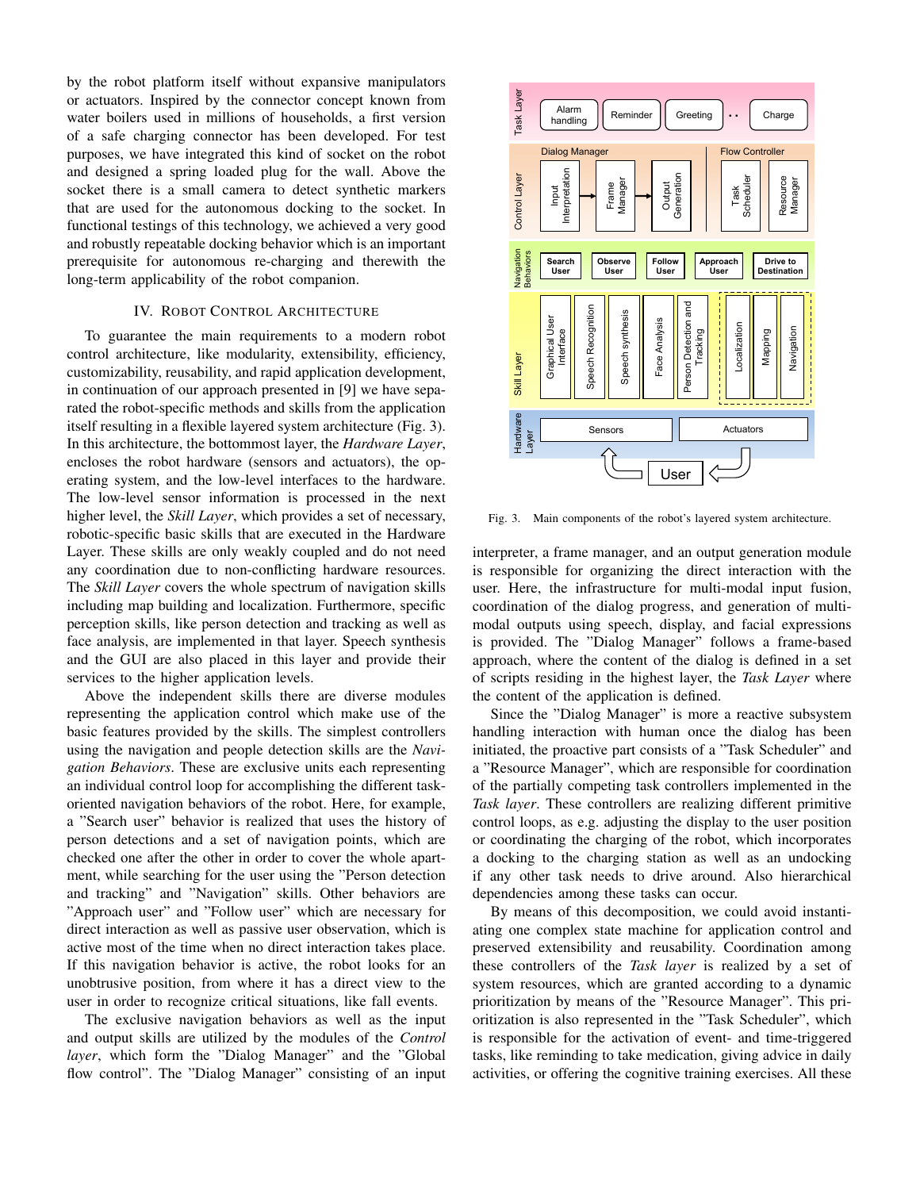by the robot platform itself without expansive manipulators or actuators. Inspired by the connector concept known from water boilers used in millions of households, a first version of a safe charging connector has been developed. For test purposes, we have integrated this kind of socket on the robot and designed a spring loaded plug for the wall. Above the socket there is a small camera to detect synthetic markers that are used for the autonomous docking to the socket. In functional testings of this technology, we achieved a very good and robustly repeatable docking behavior which is an important prerequisite for autonomous re-charging and therewith the long-term applicability of the robot companion.

## IV. Robot Control Architecture

To guarantee the main requirements to a modern robot control architecture, like modularity, extensibility, efficiency, customizability, reusability, and rapid application development, in continuation of our approach presented in [9] we have separated the robot-specific methods and skills from the application itself resulting in a flexible layered system architecture (Fig. 3). In this architecture, the bottommost layer, the *Hardware Layer*, encloses the robot hardware (sensors and actuators), the operating system, and the low-level interfaces to the hardware. The low-level sensor information is processed in the next higher level, the *Skill Layer*, which provides a set of necessary, robotic-specific basic skills that are executed in the Hardware Layer. These skills are only weakly coupled and do not need any coordination due to non-conflicting hardware resources. The *Skill Layer* covers the whole spectrum of navigation skills including map building and localization. Furthermore, specific perception skills, like person detection and tracking as well as face analysis, are implemented in that layer. Speech synthesis and the GUI are also placed in this layer and provide their services to the higher application levels.

Above the independent skills there are diverse modules representing the application control which make use of the basic features provided by the skills. The simplest controllers using the navigation and people detection skills are the *Navigation Behaviors*. These are exclusive units each representing an individual control loop for accomplishing the different task-oriented navigation behaviors of the robot. Here, for example, a "Search user" behavior is realized that uses the history of person detections and a set of navigation points, which are checked one after the other in order to cover the whole apartment, while searching for the user using the "Person detection and tracking" and "Navigation" skills. Other behaviors are "Approach user" and "Follow user" which are necessary for direct interaction as well as passive user observation, which is active most of the time when no direct interaction takes place. If this navigation behavior is active, the robot looks for an unobtrusive position, from where it has a direct view to the user in order to recognize critical situations, like fall events.

The exclusive navigation behaviors as well as the input and output skills are utilized by the modules of the *Control layer*, which form the "Dialog Manager" and the "Global flow control". The "Dialog Manager" consisting of an input interpreter, a frame manager, and an output generation module is responsible for organizing the direct interaction with the user. Here, the infrastructure for multi-modal input fusion, coordination of the dialog progress, and generation of multi-modal outputs using speech, display, and facial expressions is provided. The "Dialog Manager" follows a frame-based approach, where the content of the dialog is defined in a set of scripts residing in the highest layer, the *Task Layer* where the content of the application is defined.

Fig. 3. Main components of the robot's layered system architecture.

Since the "Dialog Manager" is more a reactive subsystem handling interaction with human once the dialog has been initiated, the proactive part consists of a "Task Scheduler" and a "Resource Manager", which are responsible for coordination of the partially competing task controllers implemented in the *Task layer*. These controllers are realizing different primitive control loops, as e.g. adjusting the display to the user position or coordinating the charging of the robot, which incorporates a docking to the charging station as well as an undocking if any other task needs to drive around. Also hierarchical dependencies among these tasks can occur.

By means of this decomposition, we could avoid instantiating one complex state machine for application control and preserved extensibility and reusability. Coordination among these controllers of the *Task layer* is realized by a set of system resources, which are granted according to a dynamic prioritization by means of the "Resource Manager". This prioritization is also represented in the "Task Scheduler", which is responsible for the activation of event- and time-triggered tasks, like reminding to take medication, giving advice in daily activities, or offering the cognitive training exercises. All these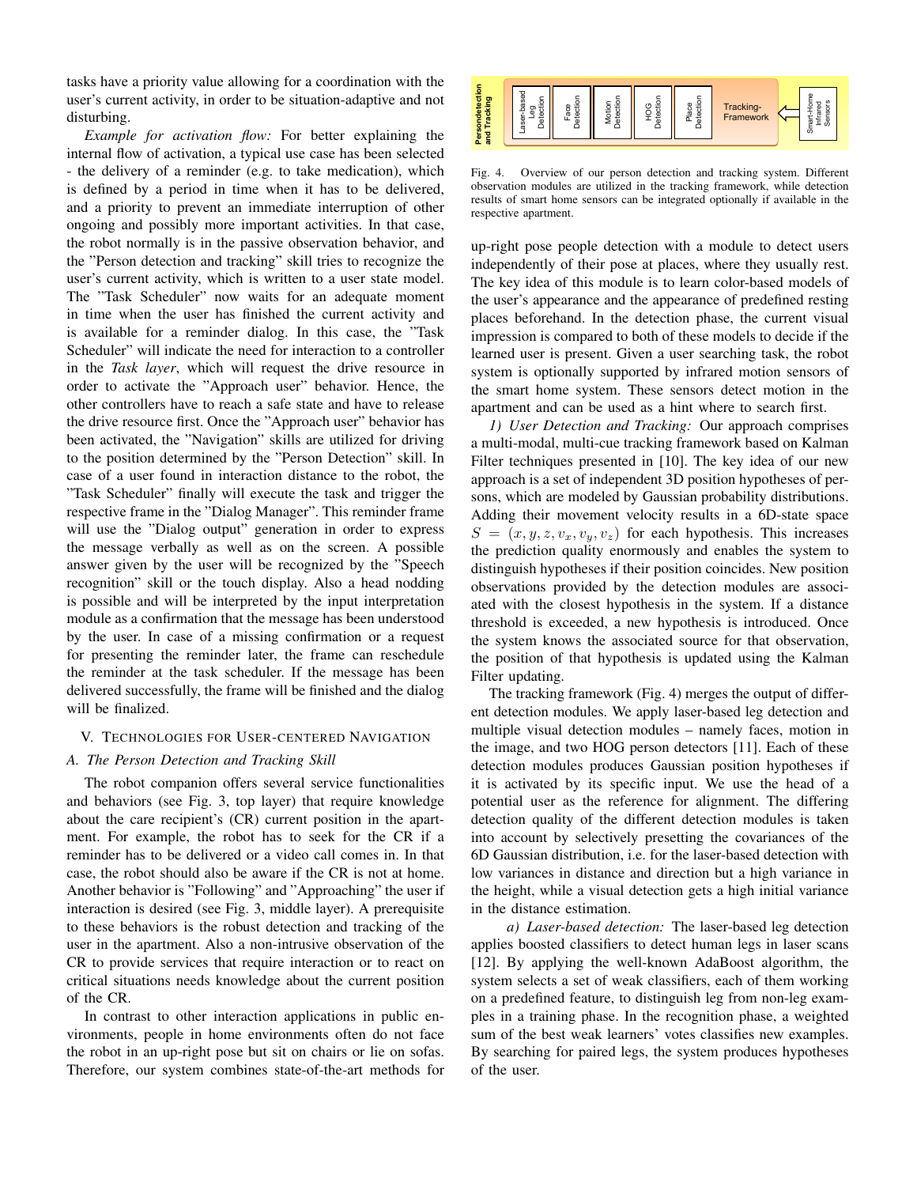tasks have a priority value allowing for a coordination with the user's current activity, in order to be situation-adaptive and not disturbing.

*Example for activation flow:* For better explaining the internal flow of activation, a typical use case has been selected - the delivery of a reminder (e.g. to take medication), which is defined by a period in time when it has to be delivered, and a priority to prevent an immediate interruption of other ongoing and possibly more important activities. In that case, the robot normally is in the passive observation behavior, and the "Person detection and tracking" skill tries to recognize the user's current activity, which is written to a user state model. The "Task Scheduler" now waits for an adequate moment in time when the user has finished the current activity and is available for a reminder dialog. In this case, the "Task Scheduler" will indicate the need for interaction to a controller in the *Task layer*, which will request the drive resource in order to activate the "Approach user" behavior. Hence, the other controllers have to reach a safe state and have to release the drive resource first. Once the "Approach user" behavior has been activated, the "Navigation" skills are utilized for driving to the position determined by the "Person Detection" skill. In case of a user found in interaction distance to the robot, the "Task Scheduler" finally will execute the task and trigger the respective frame in the "Dialog Manager". This reminder frame will use the "Dialog output" generation in order to express the message verbally as well as on the screen. A possible answer given by the user will be recognized by the "Speech recognition" skill or the touch display. Also a head nodding is possible and will be interpreted by the input interpretation module as a confirmation that the message has been understood by the user. In case of a missing confirmation or a request for presenting the reminder later, the frame can reschedule the reminder at the task scheduler. If the message has been delivered successfully, the frame will be finished and the dialog will be finalized.

## V. Technologies for User-centered Navigation

### A. The Person Detection and Tracking Skill

The robot companion offers several service functionalities and behaviors (see Fig. 3, top layer) that require knowledge about the care recipient's (CR) current position in the apartment. For example, the robot has to seek for the CR if a reminder has to be delivered or a video call comes in. In that case, the robot should also be aware if the CR is not at home. Another behavior is "Following" and "Approaching" the user if interaction is desired (see Fig. 3, middle layer). A prerequisite to these behaviors is the robust detection and tracking of the user in the apartment. Also a non-intrusive observation of the CR to provide services that require interaction or to react on critical situations needs knowledge about the current position of the CR.

In contrast to other interaction applications in public environments, people in home environments often do not face the robot in an up-right pose but sit on chairs or lie on sofas. Therefore, our system combines state-of-the-art methods for up-right pose people detection with a module to detect users independently of their pose at places, where they usually rest. The key idea of this module is to learn color-based models of the user's appearance and the appearance of predefined resting places beforehand. In the detection phase, the current visual impression is compared to both of these models to decide if the learned user is present. Given a user searching task, the robot system is optionally supported by infrared motion sensors of the smart home system. These sensors detect motion in the apartment and can be used as a hint where to search first.

| Persondetection and Tracking | Laser-based Leg Detection | Face Detection | Motion Detection | HOG Detection | Place Detection | Tracking-Framework | ⇐ | Smart-Home Infrared Sensors |
|---|---|---|---|---|---|---|---|---|

Fig. 4. Overview of our person detection and tracking system. Different observation modules are utilized in the tracking framework, while detection results of smart home sensors can be integrated optionally if available in the respective apartment.

*1) User Detection and Tracking:* Our approach comprises a multi-modal, multi-cue tracking framework based on Kalman Filter techniques presented in [10]. The key idea of our new approach is a set of independent 3D position hypotheses of persons, which are modeled by Gaussian probability distributions. Adding their movement velocity results in a 6D-state space $S = (x, y, z, v_x, v_y, v_z)$ for each hypothesis. This increases the prediction quality enormously and enables the system to distinguish hypotheses if their position coincides. New position observations provided by the detection modules are associated with the closest hypothesis in the system. If a distance threshold is exceeded, a new hypothesis is introduced. Once the system knows the associated source for that observation, the position of that hypothesis is updated using the Kalman Filter updating.

The tracking framework (Fig. 4) merges the output of different detection modules. We apply laser-based leg detection and multiple visual detection modules – namely faces, motion in the image, and two HOG person detectors [11]. Each of these detection modules produces Gaussian position hypotheses if it is activated by its specific input. We use the head of a potential user as the reference for alignment. The differing detection quality of the different detection modules is taken into account by selectively presetting the covariances of the 6D Gaussian distribution, i.e. for the laser-based detection with low variances in distance and direction but a high variance in the height, while a visual detection gets a high initial variance in the distance estimation.

*a) Laser-based detection:* The laser-based leg detection applies boosted classifiers to detect human legs in laser scans [12]. By applying the well-known AdaBoost algorithm, the system selects a set of weak classifiers, each of them working on a predefined feature, to distinguish leg from non-leg examples in a training phase. In the recognition phase, a weighted sum of the best weak learners' votes classifies new examples. By searching for paired legs, the system produces hypotheses of the user.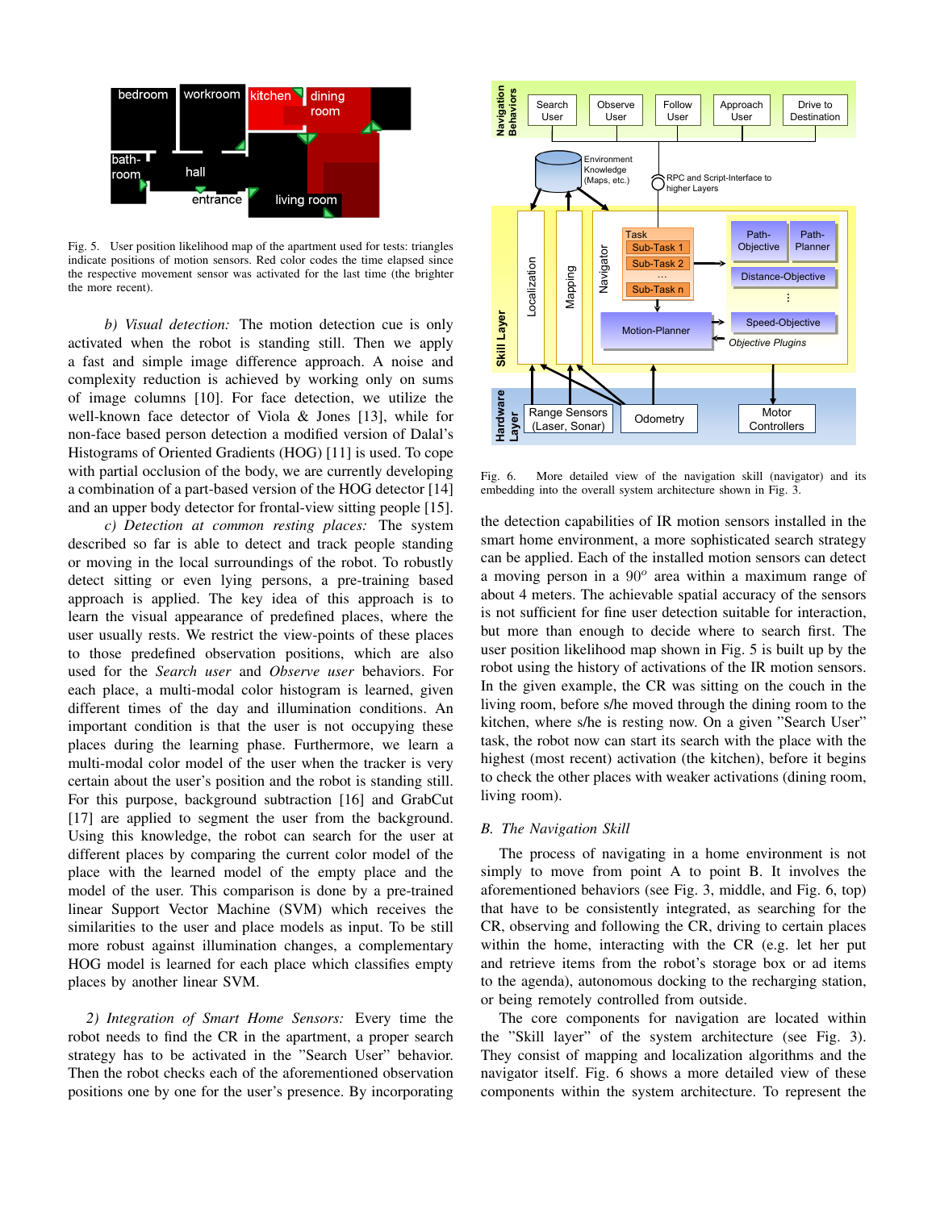Fig. 5. User position likelihood map of the apartment used for tests: triangles indicate positions of motion sensors. Red color codes the time elapsed since the respective movement sensor was activated for the last time (the brighter the more recent).

*b) Visual detection:* The motion detection cue is only activated when the robot is standing still. Then we apply a fast and simple image difference approach. A noise and complexity reduction is achieved by working only on sums of image columns [10]. For face detection, we utilize the well-known face detector of Viola & Jones [13], while for non-face based person detection a modified version of Dalal's Histograms of Oriented Gradients (HOG) [11] is used. To cope with partial occlusion of the body, we are currently developing a combination of a part-based version of the HOG detector [14] and an upper body detector for frontal-view sitting people [15].

*c) Detection at common resting places:* The system described so far is able to detect and track people standing or moving in the local surroundings of the robot. To robustly detect sitting or even lying persons, a pre-training based approach is applied. The key idea of this approach is to learn the visual appearance of predefined places, where the user usually rests. We restrict the view-points of these places to those predefined observation positions, which are also used for the *Search user* and *Observe user* behaviors. For each place, a multi-modal color histogram is learned, given different times of the day and illumination conditions. An important condition is that the user is not occupying these places during the learning phase. Furthermore, we learn a multi-modal color model of the user when the tracker is very certain about the user's position and the robot is standing still. For this purpose, background subtraction [16] and GrabCut [17] are applied to segment the user from the background. Using this knowledge, the robot can search for the user at different places by comparing the current color model of the place with the learned model of the empty place and the model of the user. This comparison is done by a pre-trained linear Support Vector Machine (SVM) which receives the similarities to the user and place models as input. To be still more robust against illumination changes, a complementary HOG model is learned for each place which classifies empty places by another linear SVM.

*2) Integration of Smart Home Sensors:* Every time the robot needs to find the CR in the apartment, a proper search strategy has to be activated in the "Search User" behavior. Then the robot checks each of the aforementioned observation positions one by one for the user's presence. By incorporating the detection capabilities of IR motion sensors installed in the smart home environment, a more sophisticated search strategy can be applied. Each of the installed motion sensors can detect a moving person in a $90^o$ area within a maximum range of about 4 meters. The achievable spatial accuracy of the sensors is not sufficient for fine user detection suitable for interaction, but more than enough to decide where to search first. The user position likelihood map shown in Fig. 5 is built up by the robot using the history of activations of the IR motion sensors. In the given example, the CR was sitting on the couch in the living room, before s/he moved through the dining room to the kitchen, where s/he is resting now. On a given "Search User" task, the robot now can start its search with the place with the highest (most recent) activation (the kitchen), before it begins to check the other places with weaker activations (dining room, living room).

Fig. 6. More detailed view of the navigation skill (navigator) and its embedding into the overall system architecture shown in Fig. 3.

### *B. The Navigation Skill*

The process of navigating in a home environment is not simply to move from point A to point B. It involves the aforementioned behaviors (see Fig. 3, middle, and Fig. 6, top) that have to be consistently integrated, as searching for the CR, observing and following the CR, driving to certain places within the home, interacting with the CR (e.g. let her put and retrieve items from the robot's storage box or ad items to the agenda), autonomous docking to the recharging station, or being remotely controlled from outside.

The core components for navigation are located within the "Skill layer" of the system architecture (see Fig. 3). They consist of mapping and localization algorithms and the navigator itself. Fig. 6 shows a more detailed view of these components within the system architecture. To represent the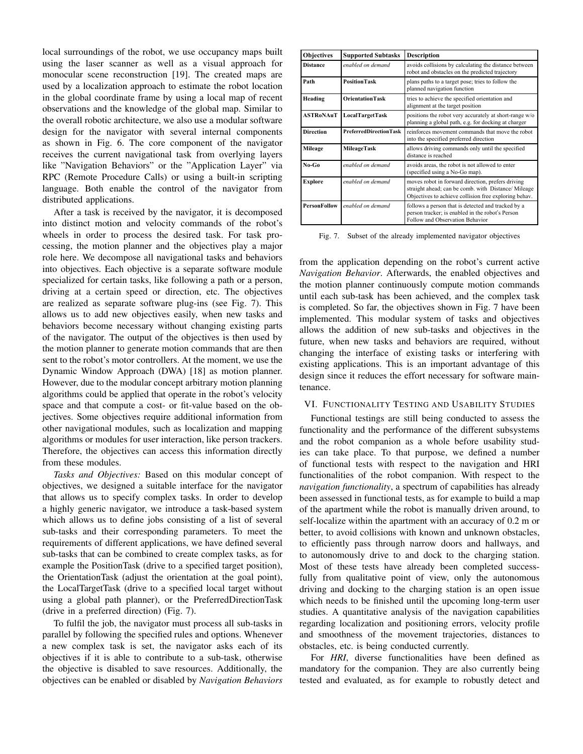local surroundings of the robot, we use occupancy maps built using the laser scanner as well as a visual approach for monocular scene reconstruction [19]. The created maps are used by a localization approach to estimate the robot location in the global coordinate frame by using a local map of recent observations and the knowledge of the global map. Similar to the overall robotic architecture, we also use a modular software design for the navigator with several internal components as shown in Fig. 6. The core component of the navigator receives the current navigational task from overlying layers like "Navigation Behaviors" or the "Application Layer" via RPC (Remote Procedure Calls) or using a built-in scripting language. Both enable the control of the navigator from distributed applications.

After a task is received by the navigator, it is decomposed into distinct motion and velocity commands of the robot's wheels in order to process the desired task. For task processing, the motion planner and the objectives play a major role here. We decompose all navigational tasks and behaviors into objectives. Each objective is a separate software module specialized for certain tasks, like following a path or a person, driving at a certain speed or direction, etc. The objectives are realized as separate software plug-ins (see Fig. 7). This allows us to add new objectives easily, when new tasks and behaviors become necessary without changing existing parts of the navigator. The output of the objectives is then used by the motion planner to generate motion commands that are then sent to the robot's motor controllers. At the moment, we use the Dynamic Window Approach (DWA) [18] as motion planner. However, due to the modular concept arbitrary motion planning algorithms could be applied that operate in the robot's velocity space and that compute a cost- or fit-value based on the objectives. Some objectives require additional information from other navigational modules, such as localization and mapping algorithms or modules for user interaction, like person trackers. Therefore, the objectives can access this information directly from these modules.

*Tasks and Objectives:* Based on this modular concept of objectives, we designed a suitable interface for the navigator that allows us to specify complex tasks. In order to develop a highly generic navigator, we introduce a task-based system which allows us to define jobs consisting of a list of several sub-tasks and their corresponding parameters. To meet the requirements of different applications, we have defined several sub-tasks that can be combined to create complex tasks, as for example the PositionTask (drive to a specified target position), the OrientationTask (adjust the orientation at the goal point), the LocalTargetTask (drive to a specified local target without using a global path planner), or the PreferredDirectionTask (drive in a preferred direction) (Fig. 7).

To fulfil the job, the navigator must process all sub-tasks in parallel by following the specified rules and options. Whenever a new complex task is set, the navigator asks each of its objectives if it is able to contribute to a sub-task, otherwise the objective is disabled to save resources. Additionally, the objectives can be enabled or disabled by *Navigation Behaviors*

| Objectives | Supported Subtasks | Description |
|---|---|---|
| **Distance** | *enabled on demand* | avoids collisions by calculating the distance between robot and obstacles on the predicted trajectory |
| **Path** | **PositionTask** | plans paths to a target pose; tries to follow the planned navigation function |
| **Heading** | **OrientationTask** | tries to achieve the specified orientation and alignment at the target position |
| **ASTRoNAuT** | **LocalTargetTask** | positions the robot very accurately at short-range w/o planning a global path, e.g. for docking at charger |
| **Direction** | **PreferredDirectionTask** | reinforces movement commands that move the robot into the specified preferred direction |
| **Mileage** | **MileageTask** | allows driving commands only until the specified distance is reached |
| **No-Go** | *enabled on demand* | avoids areas, the robot is not allowed to enter (specified using a No-Go map). |
| **Explore** | *enabled on demand* | moves robot in forward direction, prefers driving straight ahead; can be comb. with Distance/ Mileage Objectives to achieve collision free exploring behav. |
| **PersonFollow** | *enabled on demand* | follows a person that is detected and tracked by a person tracker; is enabled in the robot's Person Follow and Observation Behavior |

Fig. 7. Subset of the already implemented navigator objectives

from the application depending on the robot's current active *Navigation Behavior*. Afterwards, the enabled objectives and the motion planner continuously compute motion commands until each sub-task has been achieved, and the complex task is completed. So far, the objectives shown in Fig. 7 have been implemented. This modular system of tasks and objectives allows the addition of new sub-tasks and objectives in the future, when new tasks and behaviors are required, without changing the interface of existing tasks or interfering with existing applications. This is an important advantage of this design since it reduces the effort necessary for software maintenance.

## VI. Functionality Testing and Usability Studies

Functional testings are still being conducted to assess the functionality and the performance of the different subsystems and the robot companion as a whole before usability studies can take place. To that purpose, we defined a number of functional tests with respect to the navigation and HRI functionalities of the robot companion. With respect to the *navigation functionality*, a spectrum of capabilities has already been assessed in functional tests, as for example to build a map of the apartment while the robot is manually driven around, to self-localize within the apartment with an accuracy of 0.2 m or better, to avoid collisions with known and unknown obstacles, to efficiently pass through narrow doors and hallways, and to autonomously drive to and dock to the charging station. Most of these tests have already been completed successfully from qualitative point of view, only the autonomous driving and docking to the charging station is an open issue which needs to be finished until the upcoming long-term user studies. A quantitative analysis of the navigation capabilities regarding localization and positioning errors, velocity profile and smoothness of the movement trajectories, distances to obstacles, etc. is being conducted currently.

For *HRI*, diverse functionalities have been defined as mandatory for the companion. They are also currently being tested and evaluated, as for example to robustly detect and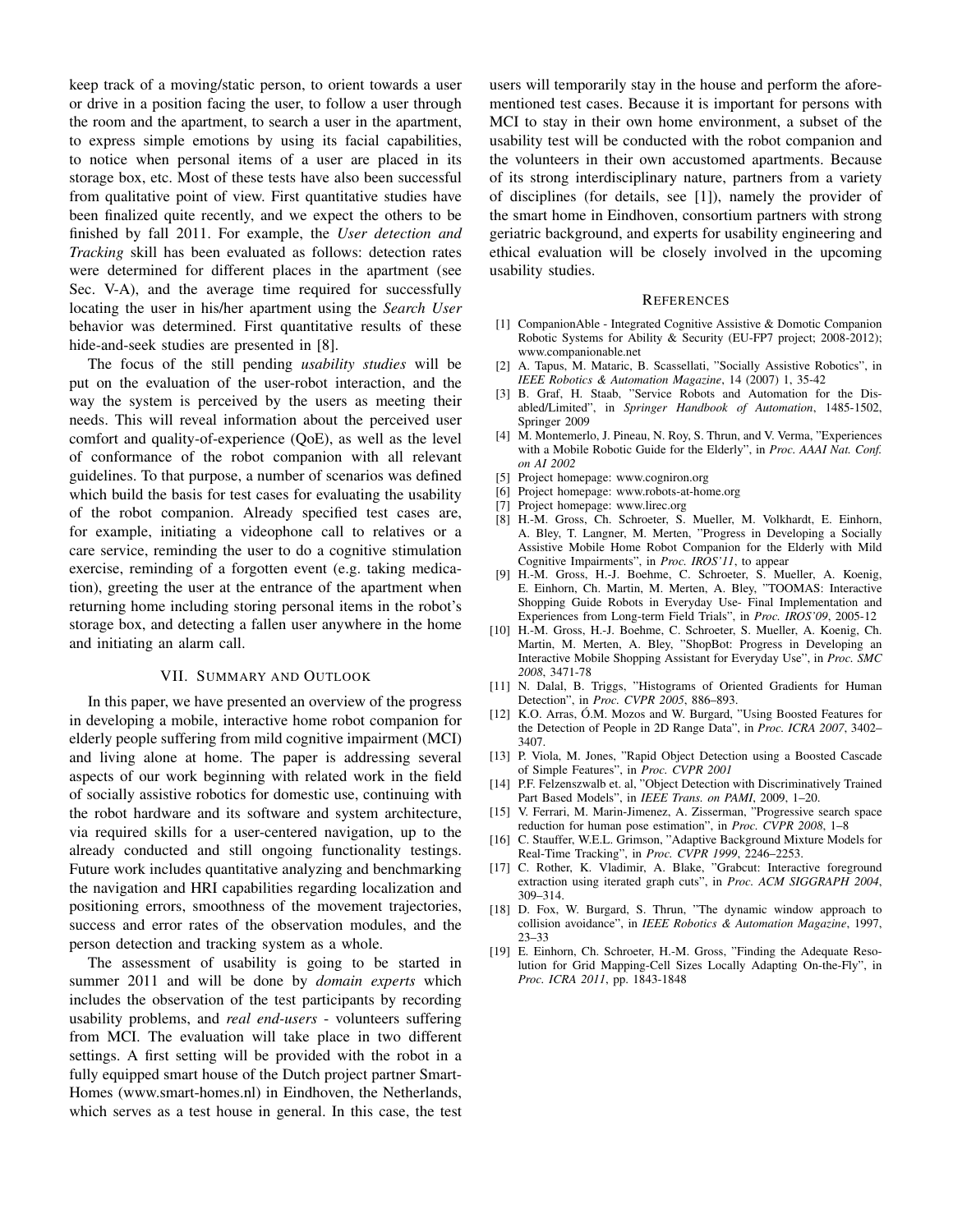keep track of a moving/static person, to orient towards a user or drive in a position facing the user, to follow a user through the room and the apartment, to search a user in the apartment, to express simple emotions by using its facial capabilities, to notice when personal items of a user are placed in its storage box, etc. Most of these tests have also been successful from qualitative point of view. First quantitative studies have been finalized quite recently, and we expect the others to be finished by fall 2011. For example, the *User detection and Tracking* skill has been evaluated as follows: detection rates were determined for different places in the apartment (see Sec. V-A), and the average time required for successfully locating the user in his/her apartment using the *Search User* behavior was determined. First quantitative results of these hide-and-seek studies are presented in [8].

The focus of the still pending *usability studies* will be put on the evaluation of the user-robot interaction, and the way the system is perceived by the users as meeting their needs. This will reveal information about the perceived user comfort and quality-of-experience (QoE), as well as the level of conformance of the robot companion with all relevant guidelines. To that purpose, a number of scenarios was defined which build the basis for test cases for evaluating the usability of the robot companion. Already specified test cases are, for example, initiating a videophone call to relatives or a care service, reminding the user to do a cognitive stimulation exercise, reminding of a forgotten event (e.g. taking medication), greeting the user at the entrance of the apartment when returning home including storing personal items in the robot's storage box, and detecting a fallen user anywhere in the home and initiating an alarm call.

## VII. Summary and Outlook

In this paper, we have presented an overview of the progress in developing a mobile, interactive home robot companion for elderly people suffering from mild cognitive impairment (MCI) and living alone at home. The paper is addressing several aspects of our work beginning with related work in the field of socially assistive robotics for domestic use, continuing with the robot hardware and its software and system architecture, via required skills for a user-centered navigation, up to the already conducted and still ongoing functionality testings. Future work includes quantitative analyzing and benchmarking the navigation and HRI capabilities regarding localization and positioning errors, smoothness of the movement trajectories, success and error rates of the observation modules, and the person detection and tracking system as a whole.

The assessment of usability is going to be started in summer 2011 and will be done by *domain experts* which includes the observation of the test participants by recording usability problems, and *real end-users* - volunteers suffering from MCI. The evaluation will take place in two different settings. A first setting will be provided with the robot in a fully equipped smart house of the Dutch project partner Smart-Homes (www.smart-homes.nl) in Eindhoven, the Netherlands, which serves as a test house in general. In this case, the test users will temporarily stay in the house and perform the aforementioned test cases. Because it is important for persons with MCI to stay in their own home environment, a subset of the usability test will be conducted with the robot companion and the volunteers in their own accustomed apartments. Because of its strong interdisciplinary nature, partners from a variety of disciplines (for details, see [1]), namely the provider of the smart home in Eindhoven, consortium partners with strong geriatric background, and experts for usability engineering and ethical evaluation will be closely involved in the upcoming usability studies.

## References

[1] CompanionAble - Integrated Cognitive Assistive & Domotic Companion Robotic Systems for Ability & Security (EU-FP7 project; 2008-2012); www.companionable.net

[2] A. Tapus, M. Mataric, B. Scassellati, "Socially Assistive Robotics", in *IEEE Robotics & Automation Magazine*, 14 (2007) 1, 35-42

[3] B. Graf, H. Staab, "Service Robots and Automation for the Disabled/Limited", in *Springer Handbook of Automation*, 1485-1502, Springer 2009

[4] M. Montemerlo, J. Pineau, N. Roy, S. Thrun, and V. Verma, "Experiences with a Mobile Robotic Guide for the Elderly", in *Proc. AAAI Nat. Conf. on AI 2002*

[5] Project homepage: www.cogniron.org

[6] Project homepage: www.robots-at-home.org

[7] Project homepage: www.lirec.org

[8] H.-M. Gross, Ch. Schroeter, S. Mueller, M. Volkhardt, E. Einhorn, A. Bley, T. Langner, M. Merten, "Progress in Developing a Socially Assistive Mobile Home Robot Companion for the Elderly with Mild Cognitive Impairments", in *Proc. IROS'11*, to appear

[9] H.-M. Gross, H.-J. Boehme, C. Schroeter, S. Mueller, A. Koenig, E. Einhorn, Ch. Martin, M. Merten, A. Bley, "TOOMAS: Interactive Shopping Guide Robots in Everyday Use- Final Implementation and Experiences from Long-term Field Trials", in *Proc. IROS'09*, 2005-12

[10] H.-M. Gross, H.-J. Boehme, C. Schroeter, S. Mueller, A. Koenig, Ch. Martin, M. Merten, A. Bley, "ShopBot: Progress in Developing an Interactive Mobile Shopping Assistant for Everyday Use", in *Proc. SMC 2008*, 3471-78

[11] N. Dalal, B. Triggs, "Histograms of Oriented Gradients for Human Detection", in *Proc. CVPR 2005*, 886–893.

[12] K.O. Arras, Ó.M. Mozos and W. Burgard, "Using Boosted Features for the Detection of People in 2D Range Data", in *Proc. ICRA 2007*, 3402–3407.

[13] P. Viola, M. Jones, "Rapid Object Detection using a Boosted Cascade of Simple Features", in *Proc. CVPR 2001*

[14] P.F. Felzenszwalb et. al, "Object Detection with Discriminatively Trained Part Based Models", in *IEEE Trans. on PAMI*, 2009, 1–20.

[15] V. Ferrari, M. Marin-Jimenez, A. Zisserman, "Progressive search space reduction for human pose estimation", in *Proc. CVPR 2008*, 1–8

[16] C. Stauffer, W.E.L. Grimson, "Adaptive Background Mixture Models for Real-Time Tracking", in *Proc. CVPR 1999*, 2246–2253.

[17] C. Rother, K. Vladimir, A. Blake, "Grabcut: Interactive foreground extraction using iterated graph cuts", in *Proc. ACM SIGGRAPH 2004*, 309–314.

[18] D. Fox, W. Burgard, S. Thrun, "The dynamic window approach to collision avoidance", in *IEEE Robotics & Automation Magazine*, 1997, 23–33

[19] E. Einhorn, Ch. Schroeter, H.-M. Gross, "Finding the Adequate Resolution for Grid Mapping-Cell Sizes Locally Adapting On-the-Fly", in *Proc. ICRA 2011*, pp. 1843-1848